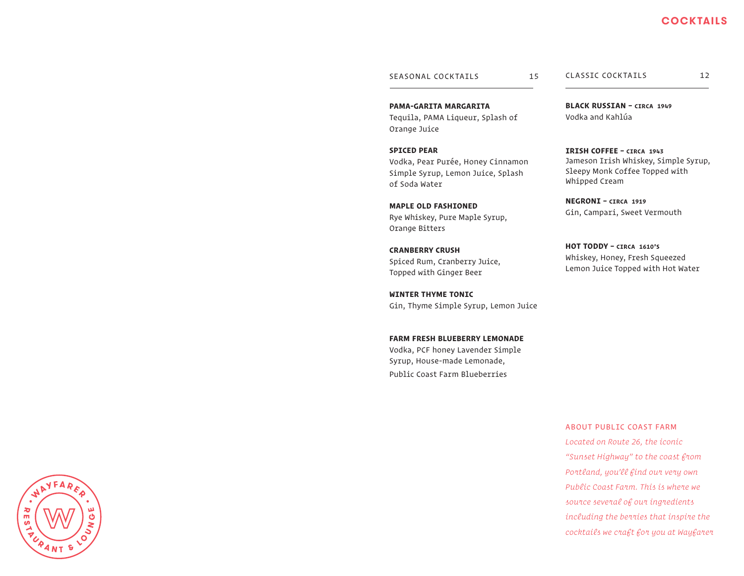# COCKTAILS

## SEASONAL COCKTAILS 15

**PAMA-GARITA MARGARITA**
Tequila, PAMA Liqueur, Splash of Orange Juice

**SPICED PEAR**
Vodka, Pear Purée, Honey Cinnamon Simple Syrup, Lemon Juice, Splash of Soda Water

**MAPLE OLD FASHIONED**
Rye Whiskey, Pure Maple Syrup, Orange Bitters

**CRANBERRY CRUSH**
Spiced Rum, Cranberry Juice, Topped with Ginger Beer

**WINTER THYME TONIC**
Gin, Thyme Simple Syrup, Lemon Juice

**FARM FRESH BLUEBERRY LEMONADE**
Vodka, PCF honey Lavender Simple Syrup, House-made Lemonade, Public Coast Farm Blueberries

## CLASSIC COCKTAILS 12

**BLACK RUSSIAN – CIRCA 1949**
Vodka and Kahlúa

**IRISH COFFEE – CIRCA 1943**
Jameson Irish Whiskey, Simple Syrup, Sleepy Monk Coffee Topped with Whipped Cream

**NEGRONI – CIRCA 1919**
Gin, Campari, Sweet Vermouth

**HOT TODDY – CIRCA 1610'S**
Whiskey, Honey, Fresh Squeezed Lemon Juice Topped with Hot Water

### ABOUT PUBLIC COAST FARM

*Located on Route 26, the iconic "Sunset Highway" to the coast from Portland, you'll find our very own Public Coast Farm. This is where we source several of our ingredients including the berries that inspire the cocktails we craft for you at Wayfarer*

WAYFARER RESTAURANT & LOUNGE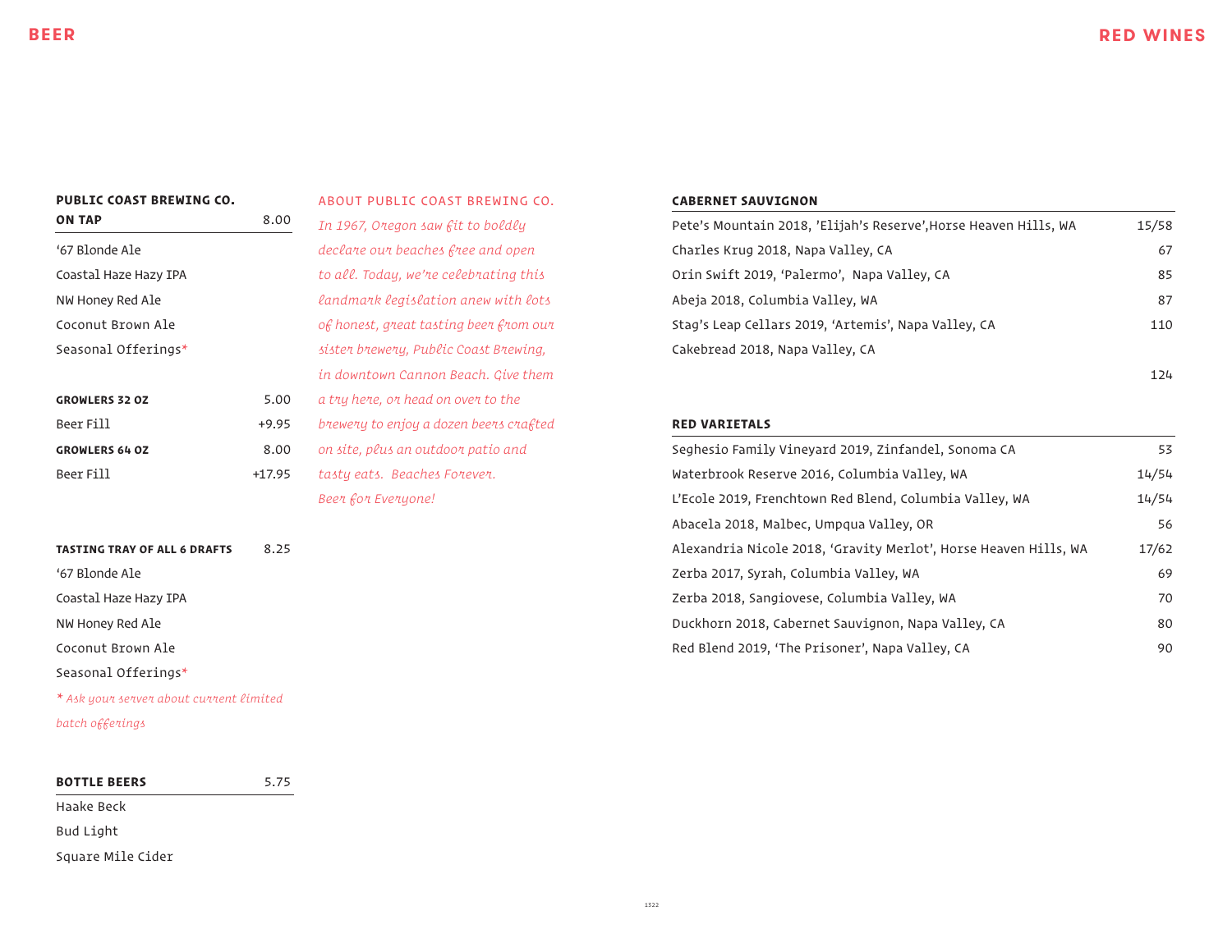# BEER

| PUBLIC COAST BREWING CO. ON TAP | 8.00 |
|---|---|
| '67 Blonde Ale | |
| Coastal Haze Hazy IPA | |
| NW Honey Red Ale | |
| Coconut Brown Ale | |
| Seasonal Offerings* | |

| GROWLERS 32 OZ | 5.00 |
|---|---|
| Beer Fill | +9.95 |
| **GROWLERS 64 OZ** | 8.00 |
| Beer Fill | +17.95 |

| TASTING TRAY OF ALL 6 DRAFTS | 8.25 |
|---|---|
| '67 Blonde Ale | |
| Coastal Haze Hazy IPA | |
| NW Honey Red Ale | |
| Coconut Brown Ale | |
| Seasonal Offerings* | |

*\* Ask your server about current limited batch offerings*

| BOTTLE BEERS | 5.75 |
|---|---|
| Haake Beck | |
| Bud Light | |
| Square Mile Cider | |

### ABOUT PUBLIC COAST BREWING CO.

*In 1967, Oregon saw fit to boldly declare our beaches free and open to all. Today, we're celebrating this landmark legislation anew with lots of honest, great tasting beer from our sister brewery, Public Coast Brewing, in downtown Cannon Beach. Give them a try here, or head on over to the brewery to enjoy a dozen beers crafted on site, plus an outdoor patio and tasty eats. Beaches Forever. Beer for Everyone!*

# RED WINES

| CABERNET SAUVIGNON | |
|---|---|
| Pete's Mountain 2018, 'Elijah's Reserve',Horse Heaven Hills, WA | 15/58 |
| Charles Krug 2018, Napa Valley, CA | 67 |
| Orin Swift 2019, 'Palermo', Napa Valley, CA | 85 |
| Abeja 2018, Columbia Valley, WA | 87 |
| Stag's Leap Cellars 2019, 'Artemis', Napa Valley, CA | 110 |
| Cakebread 2018, Napa Valley, CA | 124 |

| RED VARIETALS | |
|---|---|
| Seghesio Family Vineyard 2019, Zinfandel, Sonoma CA | 53 |
| Waterbrook Reserve 2016, Columbia Valley, WA | 14/54 |
| L'Ecole 2019, Frenchtown Red Blend, Columbia Valley, WA | 14/54 |
| Abacela 2018, Malbec, Umpqua Valley, OR | 56 |
| Alexandria Nicole 2018, 'Gravity Merlot', Horse Heaven Hills, WA | 17/62 |
| Zerba 2017, Syrah, Columbia Valley, WA | 69 |
| Zerba 2018, Sangiovese, Columbia Valley, WA | 70 |
| Duckhorn 2018, Cabernet Sauvignon, Napa Valley, CA | 80 |
| Red Blend 2019, 'The Prisoner', Napa Valley, CA | 90 |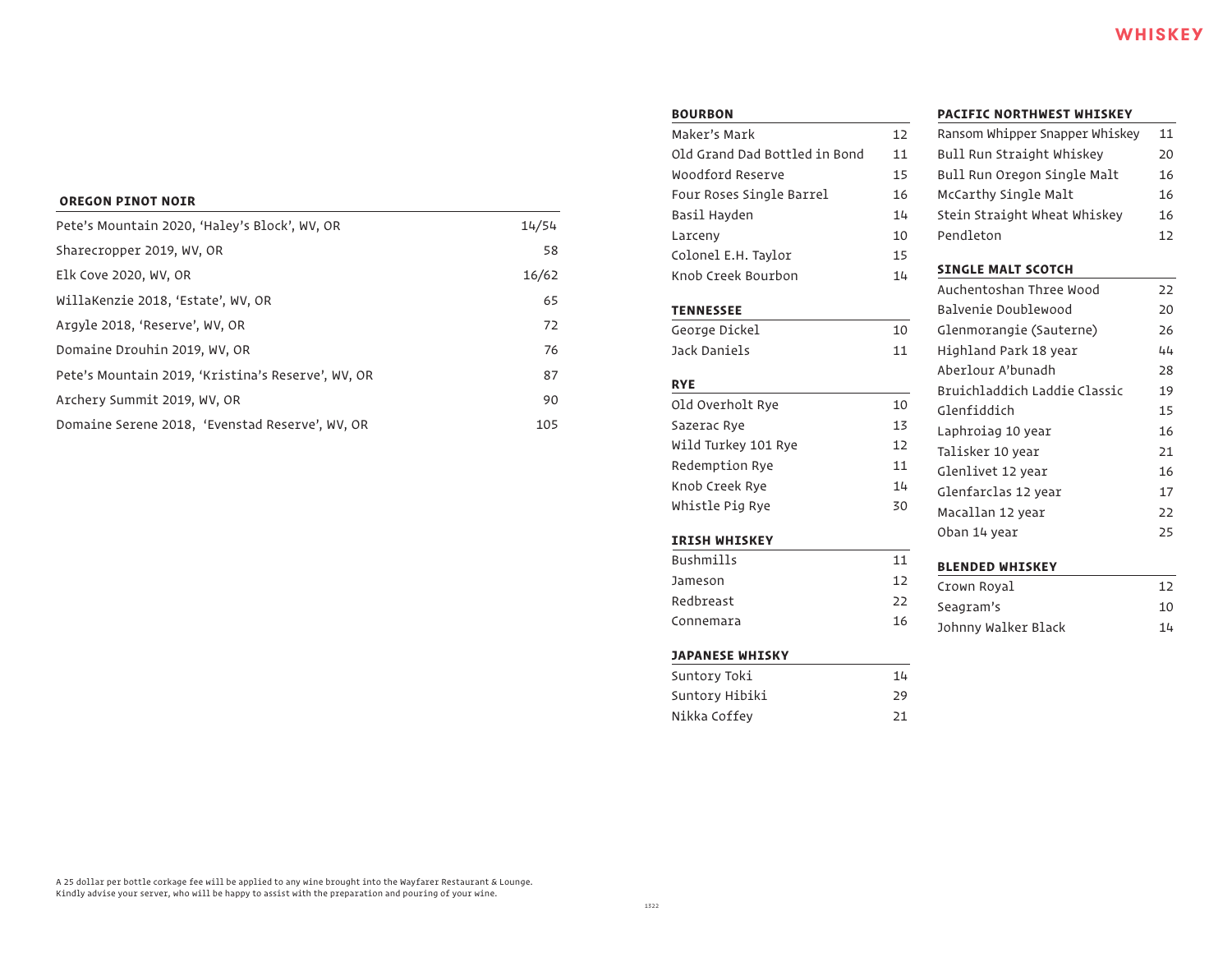## OREGON PINOT NOIR

| | |
|---|---|
| Pete's Mountain 2020, 'Haley's Block', WV, OR | 14/54 |
| Sharecropper 2019, WV, OR | 58 |
| Elk Cove 2020, WV, OR | 16/62 |
| WillaKenzie 2018, 'Estate', WV, OR | 65 |
| Argyle 2018, 'Reserve', WV, OR | 72 |
| Domaine Drouhin 2019, WV, OR | 76 |
| Pete's Mountain 2019, 'Kristina's Reserve', WV, OR | 87 |
| Archery Summit 2019, WV, OR | 90 |
| Domaine Serene 2018, 'Evenstad Reserve', WV, OR | 105 |

A 25 dollar per bottle corkage fee will be applied to any wine brought into the Wayfarer Restaurant & Lounge. Kindly advise your server, who will be happy to assist with the preparation and pouring of your wine.

# WHISKEY

## BOURBON

| | |
|---|---|
| Maker's Mark | 12 |
| Old Grand Dad Bottled in Bond | 11 |
| Woodford Reserve | 15 |
| Four Roses Single Barrel | 16 |
| Basil Hayden | 14 |
| Larceny | 10 |
| Colonel E.H. Taylor | 15 |
| Knob Creek Bourbon | 14 |

## TENNESSEE

| | |
|---|---|
| George Dickel | 10 |
| Jack Daniels | 11 |

## RYE

| | |
|---|---|
| Old Overholt Rye | 10 |
| Sazerac Rye | 13 |
| Wild Turkey 101 Rye | 12 |
| Redemption Rye | 11 |
| Knob Creek Rye | 14 |
| Whistle Pig Rye | 30 |

## IRISH WHISKEY

| | |
|---|---|
| Bushmills | 11 |
| Jameson | 12 |
| Redbreast | 22 |
| Connemara | 16 |

## JAPANESE WHISKY

| | |
|---|---|
| Suntory Toki | 14 |
| Suntory Hibiki | 29 |
| Nikka Coffey | 21 |

## PACIFIC NORTHWEST WHISKEY

| | |
|---|---|
| Ransom Whipper Snapper Whiskey | 11 |
| Bull Run Straight Whiskey | 20 |
| Bull Run Oregon Single Malt | 16 |
| McCarthy Single Malt | 16 |
| Stein Straight Wheat Whiskey | 16 |
| Pendleton | 12 |

## SINGLE MALT SCOTCH

| | |
|---|---|
| Auchentoshan Three Wood | 22 |
| Balvenie Doublewood | 20 |
| Glenmorangie (Sauterne) | 26 |
| Highland Park 18 year | 44 |
| Aberlour A'bunadh | 28 |
| Bruichladdich Laddie Classic | 19 |
| Glenfiddich | 15 |
| Laphroiag 10 year | 16 |
| Talisker 10 year | 21 |
| Glenlivet 12 year | 16 |
| Glenfarclas 12 year | 17 |
| Macallan 12 year | 22 |
| Oban 14 year | 25 |

## BLENDED WHISKEY

| | |
|---|---|
| Crown Royal | 12 |
| Seagram's | 10 |
| Johnny Walker Black | 14 |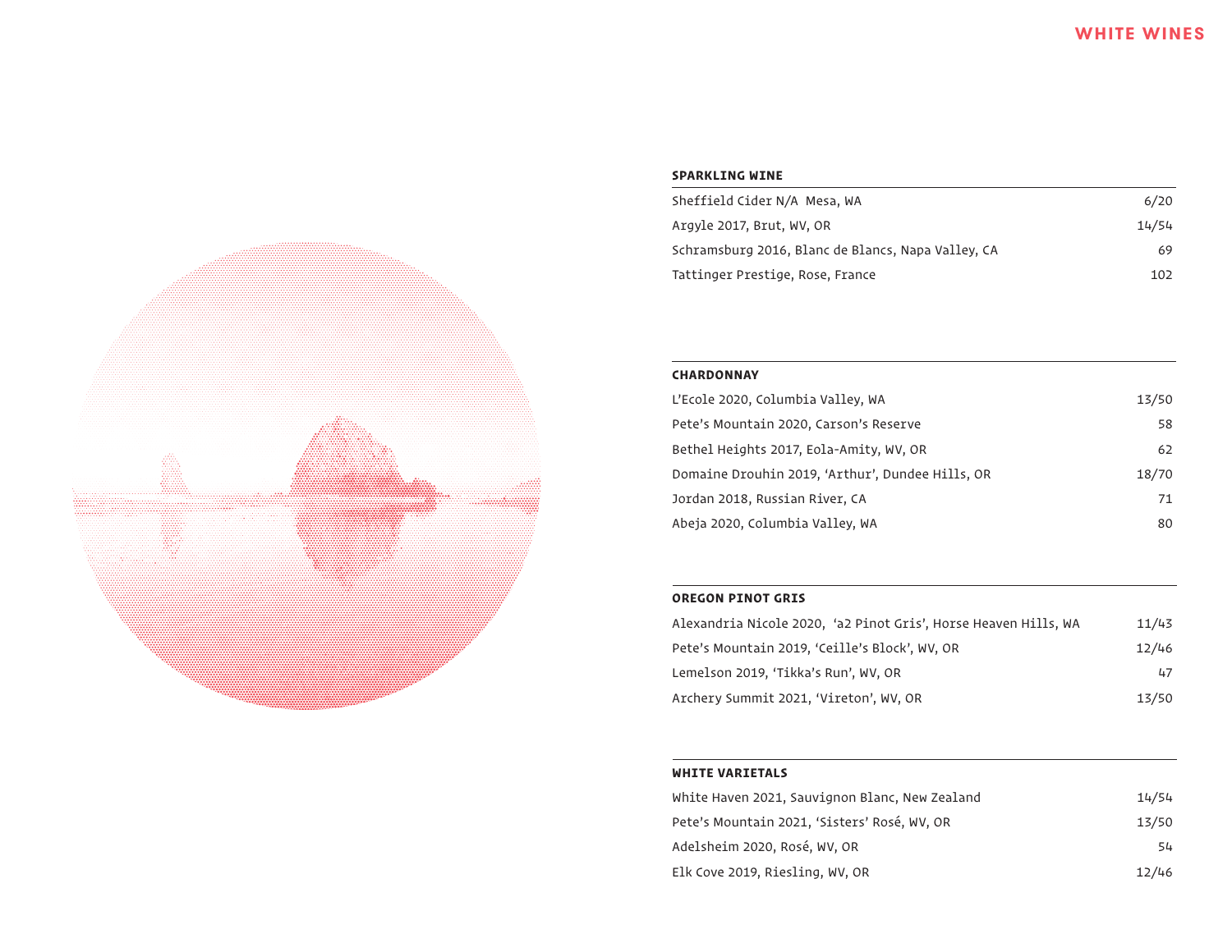# WHITE WINES

## SPARKLING WINE

| | |
|---|---|
| Sheffield Cider N/A Mesa, WA | 6/20 |
| Argyle 2017, Brut, WV, OR | 14/54 |
| Schramsburg 2016, Blanc de Blancs, Napa Valley, CA | 69 |
| Tattinger Prestige, Rose, France | 102 |

## CHARDONNAY

| | |
|---|---|
| L'Ecole 2020, Columbia Valley, WA | 13/50 |
| Pete's Mountain 2020, Carson's Reserve | 58 |
| Bethel Heights 2017, Eola-Amity, WV, OR | 62 |
| Domaine Drouhin 2019, 'Arthur', Dundee Hills, OR | 18/70 |
| Jordan 2018, Russian River, CA | 71 |
| Abeja 2020, Columbia Valley, WA | 80 |

## OREGON PINOT GRIS

| | |
|---|---|
| Alexandria Nicole 2020, 'a2 Pinot Gris', Horse Heaven Hills, WA | 11/43 |
| Pete's Mountain 2019, 'Ceille's Block', WV, OR | 12/46 |
| Lemelson 2019, 'Tikka's Run', WV, OR | 47 |
| Archery Summit 2021, 'Vireton', WV, OR | 13/50 |

## WHITE VARIETALS

| | |
|---|---|
| White Haven 2021, Sauvignon Blanc, New Zealand | 14/54 |
| Pete's Mountain 2021, 'Sisters' Rosé, WV, OR | 13/50 |
| Adelsheim 2020, Rosé, WV, OR | 54 |
| Elk Cove 2019, Riesling, WV, OR | 12/46 |